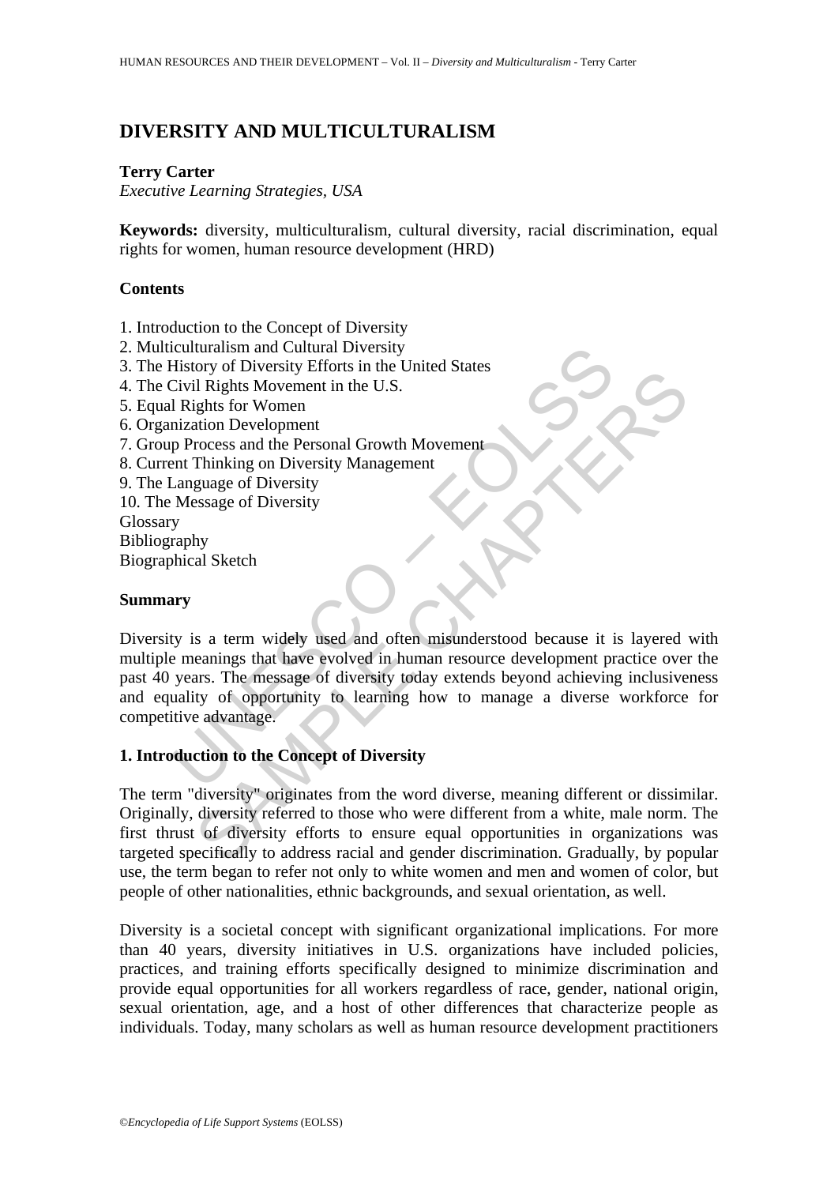# DIVERSITY AND MULTICULTURALISM

**Terry Carter**
*Executive Learning Strategies, USA*

**Keywords:** diversity, multiculturalism, cultural diversity, racial discrimination, equal rights for women, human resource development (HRD)

## Contents

1. Introduction to the Concept of Diversity
2. Multiculturalism and Cultural Diversity
3. The History of Diversity Efforts in the United States
4. The Civil Rights Movement in the U.S.
5. Equal Rights for Women
6. Organization Development
7. Group Process and the Personal Growth Movement
8. Current Thinking on Diversity Management
9. The Language of Diversity
10. The Message of Diversity

Glossary
Bibliography
Biographical Sketch

## Summary

Diversity is a term widely used and often misunderstood because it is layered with multiple meanings that have evolved in human resource development practice over the past 40 years. The message of diversity today extends beyond achieving inclusiveness and equality of opportunity to learning how to manage a diverse workforce for competitive advantage.

## 1. Introduction to the Concept of Diversity

The term "diversity" originates from the word diverse, meaning different or dissimilar. Originally, diversity referred to those who were different from a white, male norm. The first thrust of diversity efforts to ensure equal opportunities in organizations was targeted specifically to address racial and gender discrimination. Gradually, by popular use, the term began to refer not only to white women and men and women of color, but people of other nationalities, ethnic backgrounds, and sexual orientation, as well.

Diversity is a societal concept with significant organizational implications. For more than 40 years, diversity initiatives in U.S. organizations have included policies, practices, and training efforts specifically designed to minimize discrimination and provide equal opportunities for all workers regardless of race, gender, national origin, sexual orientation, age, and a host of other differences that characterize people as individuals. Today, many scholars as well as human resource development practitioners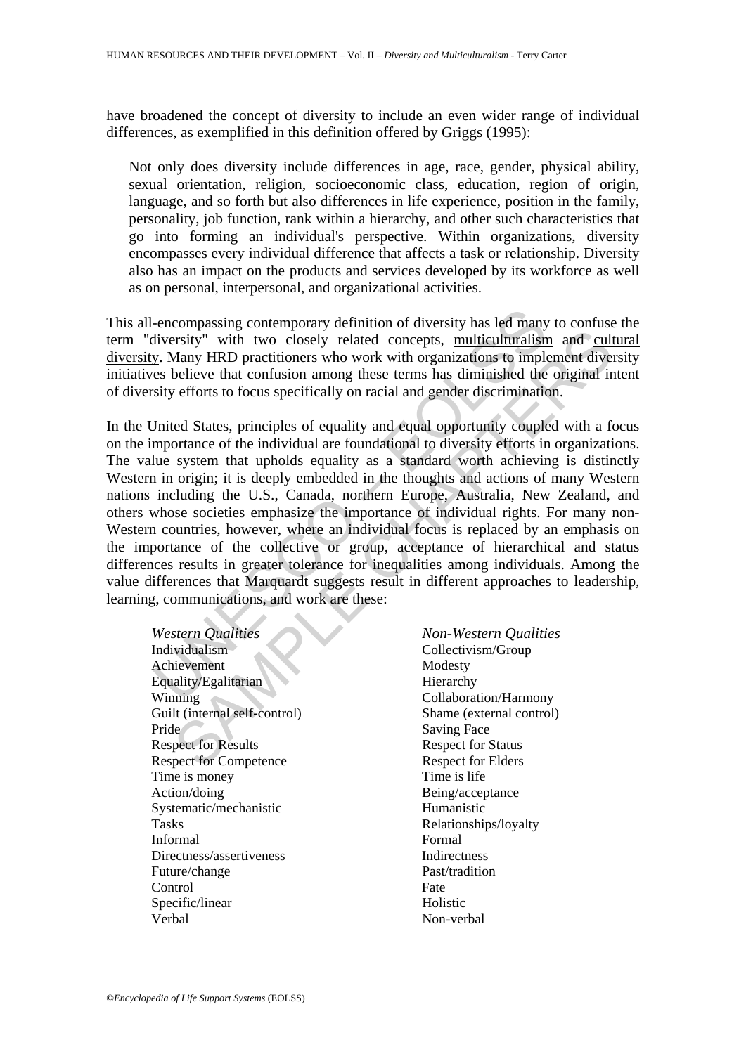have broadened the concept of diversity to include an even wider range of individual differences, as exemplified in this definition offered by Griggs (1995):

> Not only does diversity include differences in age, race, gender, physical ability, sexual orientation, religion, socioeconomic class, education, region of origin, language, and so forth but also differences in life experience, position in the family, personality, job function, rank within a hierarchy, and other such characteristics that go into forming an individual's perspective. Within organizations, diversity encompasses every individual difference that affects a task or relationship. Diversity also has an impact on the products and services developed by its workforce as well as on personal, interpersonal, and organizational activities.

This all-encompassing contemporary definition of diversity has led many to confuse the term "diversity" with two closely related concepts, multiculturalism and cultural diversity. Many HRD practitioners who work with organizations to implement diversity initiatives believe that confusion among these terms has diminished the original intent of diversity efforts to focus specifically on racial and gender discrimination.

In the United States, principles of equality and equal opportunity coupled with a focus on the importance of the individual are foundational to diversity efforts in organizations. The value system that upholds equality as a standard worth achieving is distinctly Western in origin; it is deeply embedded in the thoughts and actions of many Western nations including the U.S., Canada, northern Europe, Australia, New Zealand, and others whose societies emphasize the importance of individual rights. For many non-Western countries, however, where an individual focus is replaced by an emphasis on the importance of the collective or group, acceptance of hierarchical and status differences results in greater tolerance for inequalities among individuals. Among the value differences that Marquardt suggests result in different approaches to leadership, learning, communications, and work are these:

| *Western Qualities* | *Non-Western Qualities* |
|---|---|
| Individualism | Collectivism/Group |
| Achievement | Modesty |
| Equality/Egalitarian | Hierarchy |
| Winning | Collaboration/Harmony |
| Guilt (internal self-control) | Shame (external control) |
| Pride | Saving Face |
| Respect for Results | Respect for Status |
| Respect for Competence | Respect for Elders |
| Time is money | Time is life |
| Action/doing | Being/acceptance |
| Systematic/mechanistic | Humanistic |
| Tasks | Relationships/loyalty |
| Informal | Formal |
| Directness/assertiveness | Indirectness |
| Future/change | Past/tradition |
| Control | Fate |
| Specific/linear | Holistic |
| Verbal | Non-verbal |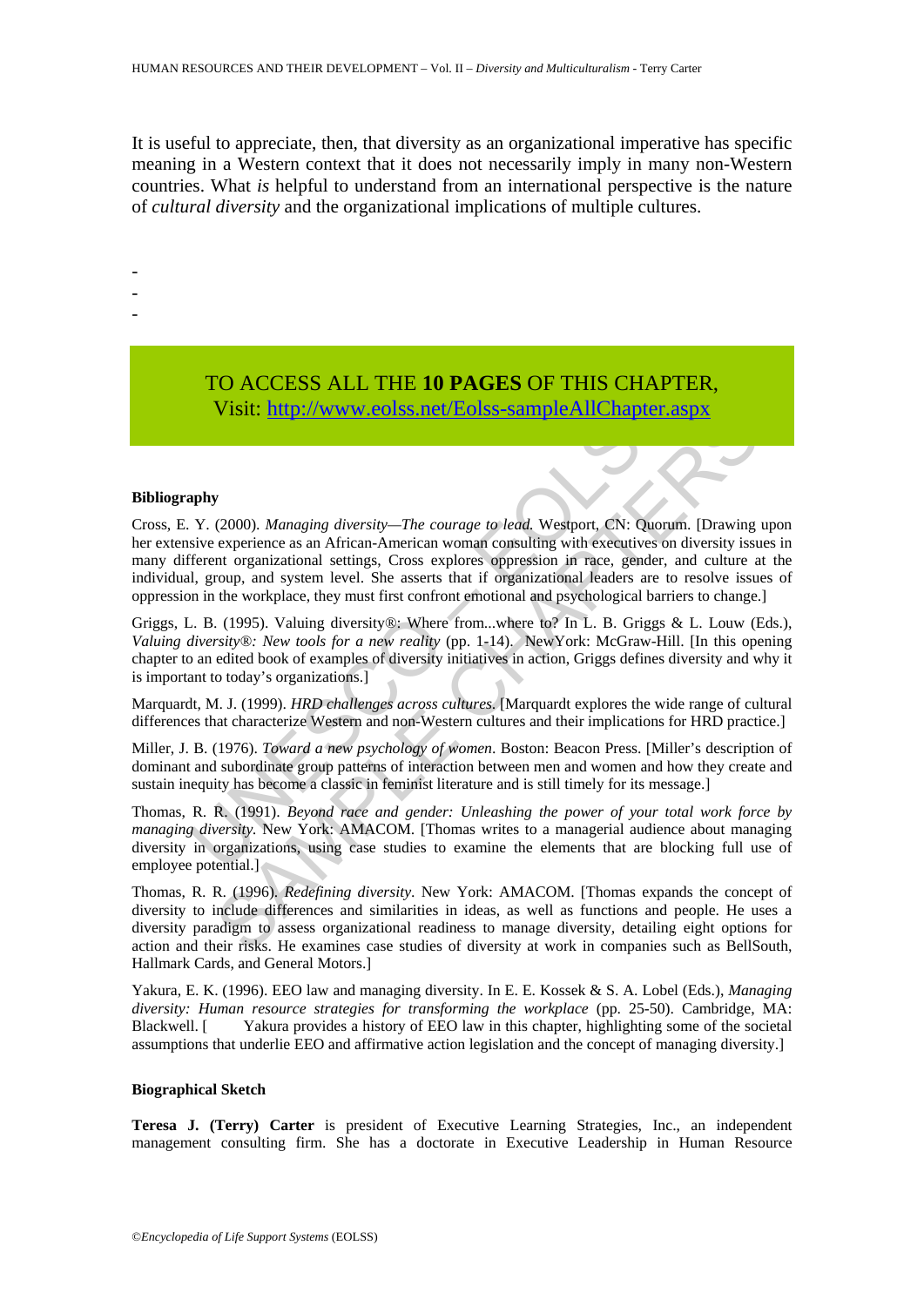It is useful to appreciate, then, that diversity as an organizational imperative has specific meaning in a Western context that it does not necessarily imply in many non-Western countries. What *is* helpful to understand from an international perspective is the nature of *cultural diversity* and the organizational implications of multiple cultures.

-
-
-

TO ACCESS ALL THE **10 PAGES** OF THIS CHAPTER,
Visit: http://www.eolss.net/Eolss-sampleAllChapter.aspx

**Bibliography**

Cross, E. Y. (2000). *Managing diversity—The courage to lead.* Westport, CN: Quorum. [Drawing upon her extensive experience as an African-American woman consulting with executives on diversity issues in many different organizational settings, Cross explores oppression in race, gender, and culture at the individual, group, and system level. She asserts that if organizational leaders are to resolve issues of oppression in the workplace, they must first confront emotional and psychological barriers to change.]

Griggs, L. B. (1995). Valuing diversity®: Where from...where to? In L. B. Griggs & L. Louw (Eds.), *Valuing diversity®: New tools for a new reality* (pp. 1-14). NewYork: McGraw-Hill. [In this opening chapter to an edited book of examples of diversity initiatives in action, Griggs defines diversity and why it is important to today's organizations.]

Marquardt, M. J. (1999). *HRD challenges across cultures.* [Marquardt explores the wide range of cultural differences that characterize Western and non-Western cultures and their implications for HRD practice.]

Miller, J. B. (1976). *Toward a new psychology of women*. Boston: Beacon Press. [Miller's description of dominant and subordinate group patterns of interaction between men and women and how they create and sustain inequity has become a classic in feminist literature and is still timely for its message.]

Thomas, R. R. (1991). *Beyond race and gender: Unleashing the power of your total work force by managing diversity.* New York: AMACOM. [Thomas writes to a managerial audience about managing diversity in organizations, using case studies to examine the elements that are blocking full use of employee potential.]

Thomas, R. R. (1996). *Redefining diversity.* New York: AMACOM. [Thomas expands the concept of diversity to include differences and similarities in ideas, as well as functions and people. He uses a diversity paradigm to assess organizational readiness to manage diversity, detailing eight options for action and their risks. He examines case studies of diversity at work in companies such as BellSouth, Hallmark Cards, and General Motors.]

Yakura, E. K. (1996). EEO law and managing diversity. In E. E. Kossek & S. A. Lobel (Eds.), *Managing diversity: Human resource strategies for transforming the workplace* (pp. 25-50). Cambridge, MA: Blackwell. [ Yakura provides a history of EEO law in this chapter, highlighting some of the societal assumptions that underlie EEO and affirmative action legislation and the concept of managing diversity.]

**Biographical Sketch**

**Teresa J. (Terry) Carter** is president of Executive Learning Strategies, Inc., an independent management consulting firm. She has a doctorate in Executive Leadership in Human Resource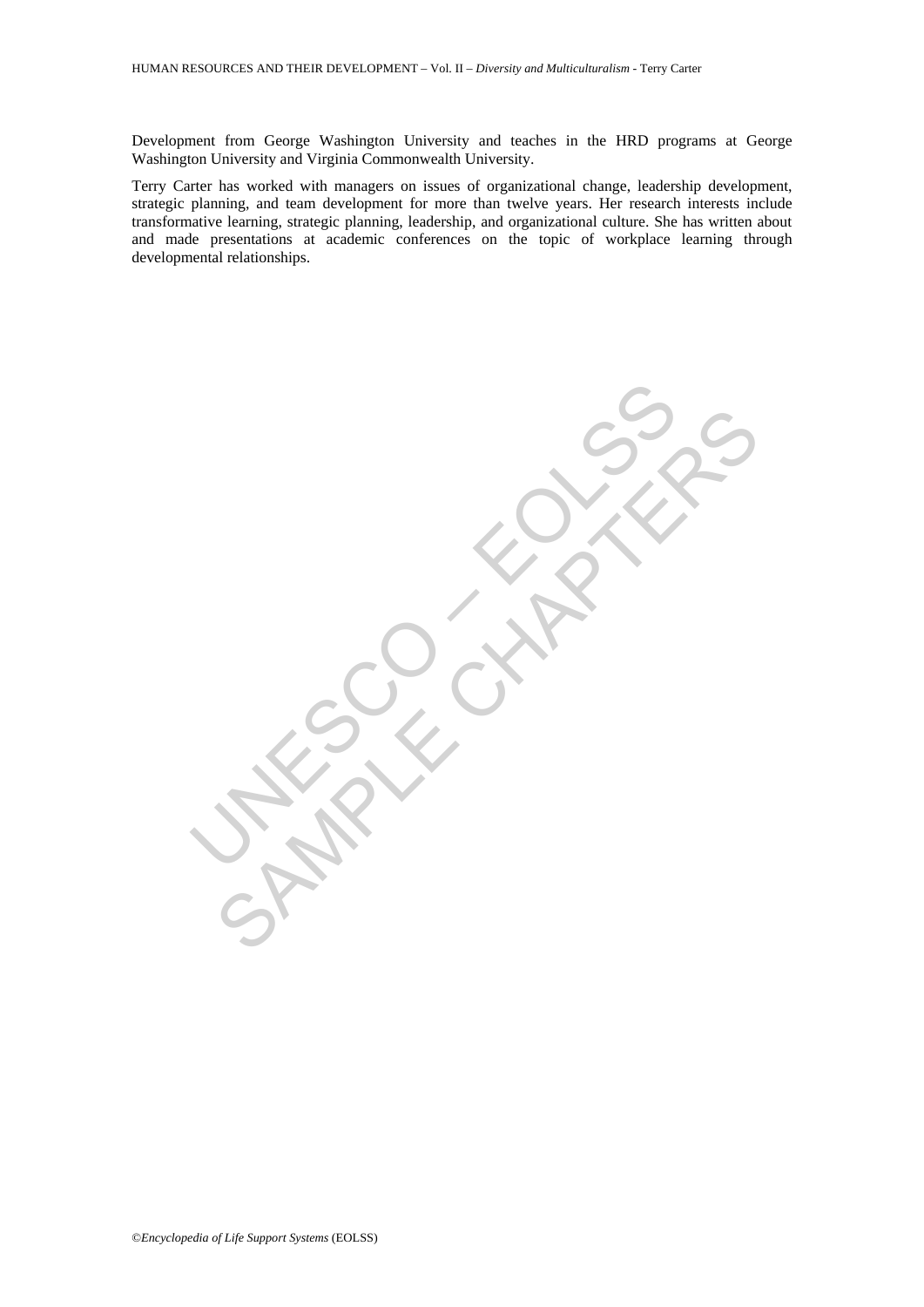Development from George Washington University and teaches in the HRD programs at George Washington University and Virginia Commonwealth University.

Terry Carter has worked with managers on issues of organizational change, leadership development, strategic planning, and team development for more than twelve years. Her research interests include transformative learning, strategic planning, leadership, and organizational culture. She has written about and made presentations at academic conferences on the topic of workplace learning through developmental relationships.